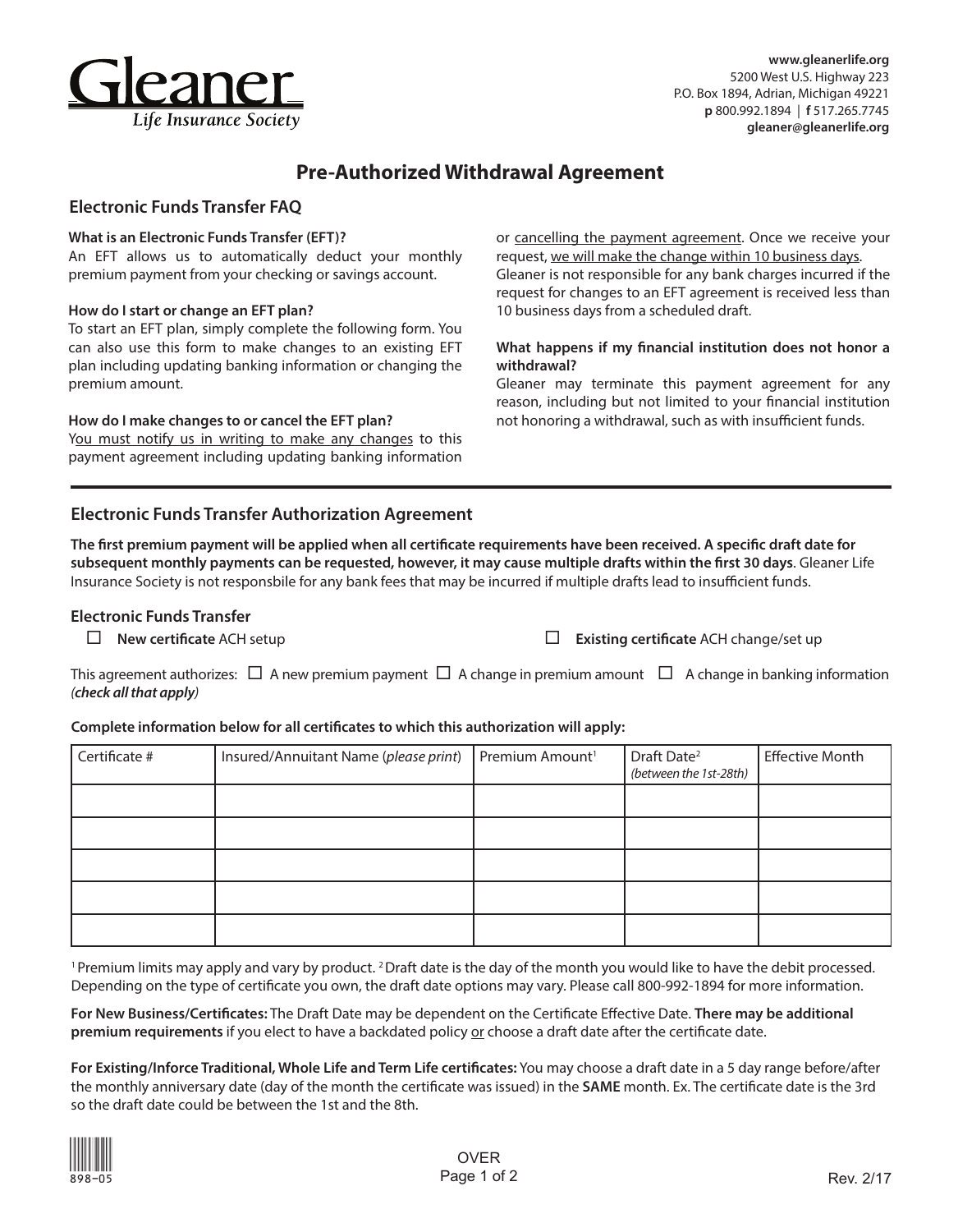**Gleaner**
*Life Insurance Society*

**www.gleanerlife.org**
5200 West U.S. Highway 223
P.O. Box 1894, Adrian, Michigan 49221
**p** 800.992.1894 | **f** 517.265.7745
**gleaner@gleanerlife.org**

# Pre-Authorized Withdrawal Agreement

## Electronic Funds Transfer FAQ

**What is an Electronic Funds Transfer (EFT)?**
An EFT allows us to automatically deduct your monthly premium payment from your checking or savings account.

**How do I start or change an EFT plan?**
To start an EFT plan, simply complete the following form. You can also use this form to make changes to an existing EFT plan including updating banking information or changing the premium amount.

**How do I make changes to or cancel the EFT plan?**
You must notify us in writing to make any changes to this payment agreement including updating banking information or cancelling the payment agreement. Once we receive your request, we will make the change within 10 business days. Gleaner is not responsible for any bank charges incurred if the request for changes to an EFT agreement is received less than 10 business days from a scheduled draft.

**What happens if my financial institution does not honor a withdrawal?**
Gleaner may terminate this payment agreement for any reason, including but not limited to your financial institution not honoring a withdrawal, such as with insufficient funds.

---

## Electronic Funds Transfer Authorization Agreement

**The first premium payment will be applied when all certificate requirements have been received. A specific draft date for subsequent monthly payments can be requested, however, it may cause multiple drafts within the first 30 days**. Gleaner Life Insurance Society is not responsbile for any bank fees that may be incurred if multiple drafts lead to insufficient funds.

### Electronic Funds Transfer

☐ **New certificate** ACH setup ☐ **Existing certificate** ACH change/set up

This agreement authorizes: ☐ A new premium payment ☐ A change in premium amount ☐ A change in banking information ***(check all that apply)***

**Complete information below for all certificates to which this authorization will apply:**

| Certificate # | Insured/Annuitant Name (*please print*) | Premium Amount[1] | Draft Date[2] *(between the 1st-28th)* | Effective Month |
|---|---|---|---|---|
| | | | | |
| | | | | |
| | | | | |
| | | | | |
| | | | | |

[1] Premium limits may apply and vary by product. [2] Draft date is the day of the month you would like to have the debit processed. Depending on the type of certificate you own, the draft date options may vary. Please call 800-992-1894 for more information.

**For New Business/Certificates:** The Draft Date may be dependent on the Certificate Effective Date. **There may be additional premium requirements** if you elect to have a backdated policy or choose a draft date after the certificate date.

**For Existing/Inforce Traditional, Whole Life and Term Life certificates:** You may choose a draft date in a 5 day range before/after the monthly anniversary date (day of the month the certificate was issued) in the **SAME** month. Ex. The certificate date is the 3rd so the draft date could be between the 1st and the 8th.

898-05

OVER

Rev. 2/17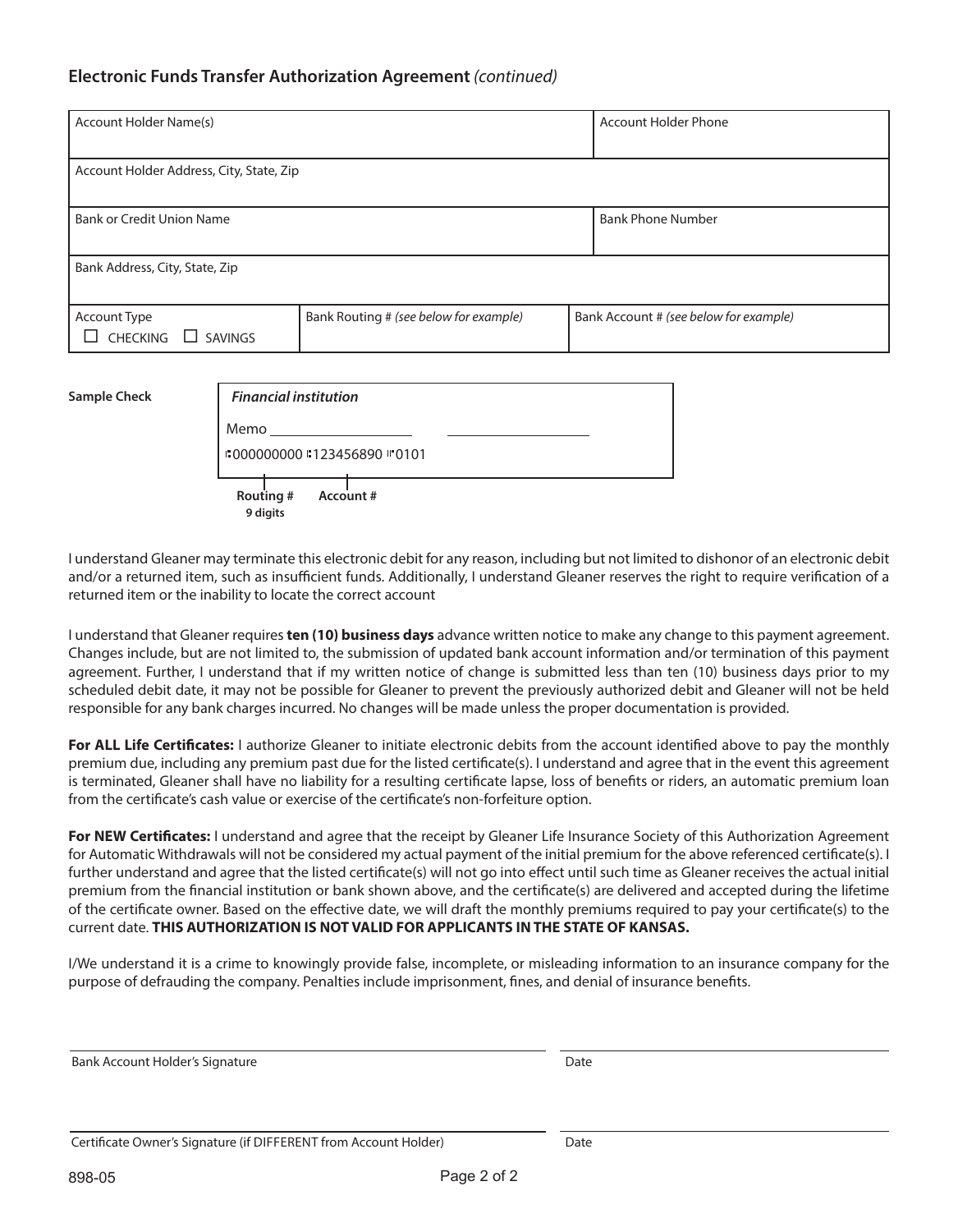## Electronic Funds Transfer Authorization Agreement *(continued)*

| | | |
|---|---|---|
| Account Holder Name(s) | | Account Holder Phone |
| Account Holder Address, City, State, Zip | | |
| Bank or Credit Union Name | | Bank Phone Number |
| Bank Address, City, State, Zip | | |
| Account Type<br>☐ CHECKING ☐ SAVINGS | Bank Routing # *(see below for example)* | Bank Account # *(see below for example)* |

**Sample Check**

***Financial institution***

Memo ____________________ ____________________

⑆000000000 ⑆123456890 ⑈0101

**Routing #** **9 digits** **Account #**

I understand Gleaner may terminate this electronic debit for any reason, including but not limited to dishonor of an electronic debit and/or a returned item, such as insufficient funds. Additionally, I understand Gleaner reserves the right to require verification of a returned item or the inability to locate the correct account

I understand that Gleaner requires **ten (10) business days** advance written notice to make any change to this payment agreement. Changes include, but are not limited to, the submission of updated bank account information and/or termination of this payment agreement. Further, I understand that if my written notice of change is submitted less than ten (10) business days prior to my scheduled debit date, it may not be possible for Gleaner to prevent the previously authorized debit and Gleaner will not be held responsible for any bank charges incurred. No changes will be made unless the proper documentation is provided.

**For ALL Life Certificates:** I authorize Gleaner to initiate electronic debits from the account identified above to pay the monthly premium due, including any premium past due for the listed certificate(s). I understand and agree that in the event this agreement is terminated, Gleaner shall have no liability for a resulting certificate lapse, loss of benefits or riders, an automatic premium loan from the certificate's cash value or exercise of the certificate's non-forfeiture option.

**For NEW Certificates:** I understand and agree that the receipt by Gleaner Life Insurance Society of this Authorization Agreement for Automatic Withdrawals will not be considered my actual payment of the initial premium for the above referenced certificate(s). I further understand and agree that the listed certificate(s) will not go into effect until such time as Gleaner receives the actual initial premium from the financial institution or bank shown above, and the certificate(s) are delivered and accepted during the lifetime of the certificate owner. Based on the effective date, we will draft the monthly premiums required to pay your certificate(s) to the current date. **THIS AUTHORIZATION IS NOT VALID FOR APPLICANTS IN THE STATE OF KANSAS.**

I/We understand it is a crime to knowingly provide false, incomplete, or misleading information to an insurance company for the purpose of defrauding the company. Penalties include imprisonment, fines, and denial of insurance benefits.

| | |
|---|---|
| Bank Account Holder's Signature | Date |
| Certificate Owner's Signature (if DIFFERENT from Account Holder) | Date |

898-05